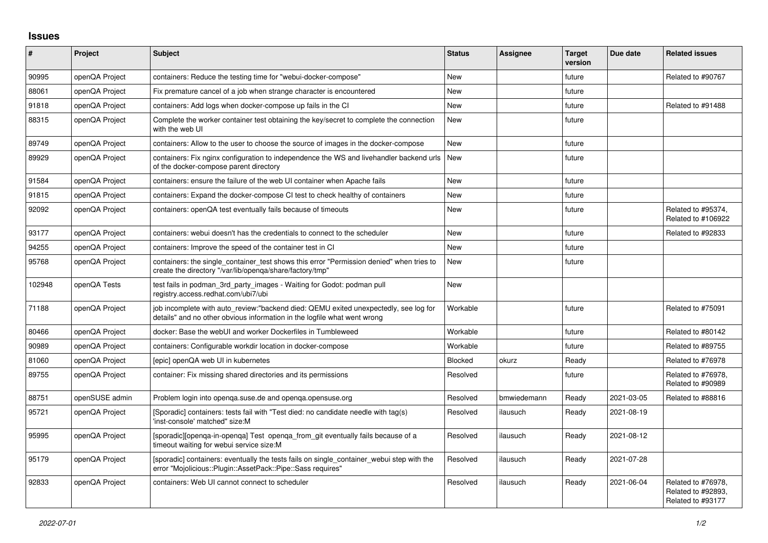# Issues

| # | Project | Subject | Status | Assignee | Target version | Due date | Related issues |
|---|---|---|---|---|---|---|---|
| 90995 | openQA Project | containers: Reduce the testing time for "webui-docker-compose" | New | | future | | Related to #90767 |
| 88061 | openQA Project | Fix premature cancel of a job when strange character is encountered | New | | future | | |
| 91818 | openQA Project | containers: Add logs when docker-compose up fails in the CI | New | | future | | Related to #91488 |
| 88315 | openQA Project | Complete the worker container test obtaining the key/secret to complete the connection with the web UI | New | | future | | |
| 89749 | openQA Project | containers: Allow to the user to choose the source of images in the docker-compose | New | | future | | |
| 89929 | openQA Project | containers: Fix nginx configuration to independence the WS and livehandler backend urls of the docker-compose parent directory | New | | future | | |
| 91584 | openQA Project | containers: ensure the failure of the web UI container when Apache fails | New | | future | | |
| 91815 | openQA Project | containers: Expand the docker-compose CI test to check healthy of containers | New | | future | | |
| 92092 | openQA Project | containers: openQA test eventually fails because of timeouts | New | | future | | Related to #95374, Related to #106922 |
| 93177 | openQA Project | containers: webui doesn't has the credentials to connect to the scheduler | New | | future | | Related to #92833 |
| 94255 | openQA Project | containers: Improve the speed of the container test in CI | New | | future | | |
| 95768 | openQA Project | containers: the single_container_test shows this error "Permission denied" when tries to create the directory "/var/lib/openqa/share/factory/tmp" | New | | future | | |
| 102948 | openQA Tests | test fails in podman_3rd_party_images - Waiting for Godot: podman pull registry.access.redhat.com/ubi7/ubi | New | | | | |
| 71188 | openQA Project | job incomplete with auto_review:"backend died: QEMU exited unexpectedly, see log for details" and no other obvious information in the logfile what went wrong | Workable | | future | | Related to #75091 |
| 80466 | openQA Project | docker: Base the webUI and worker Dockerfiles in Tumbleweed | Workable | | future | | Related to #80142 |
| 90989 | openQA Project | containers: Configurable workdir location in docker-compose | Workable | | future | | Related to #89755 |
| 81060 | openQA Project | [epic] openQA web UI in kubernetes | Blocked | okurz | Ready | | Related to #76978 |
| 89755 | openQA Project | container: Fix missing shared directories and its permissions | Resolved | | future | | Related to #76978, Related to #90989 |
| 88751 | openSUSE admin | Problem login into openqa.suse.de and openqa.opensuse.org | Resolved | bmwiedemann | Ready | 2021-03-05 | Related to #88816 |
| 95721 | openQA Project | [Sporadic] containers: tests fail with "Test died: no candidate needle with tag(s) 'inst-console' matched" size:M | Resolved | ilausuch | Ready | 2021-08-19 | |
| 95995 | openQA Project | [sporadic][openqa-in-openqa] Test openqa_from_git eventually fails because of a timeout waiting for webui service size:M | Resolved | ilausuch | Ready | 2021-08-12 | |
| 95179 | openQA Project | [sporadic] containers: eventually the tests fails on single_container_webui step with the error "Mojolicious::Plugin::AssetPack::Pipe::Sass requires" | Resolved | ilausuch | Ready | 2021-07-28 | |
| 92833 | openQA Project | containers: Web UI cannot connect to scheduler | Resolved | ilausuch | Ready | 2021-06-04 | Related to #76978, Related to #92893, Related to #93177 |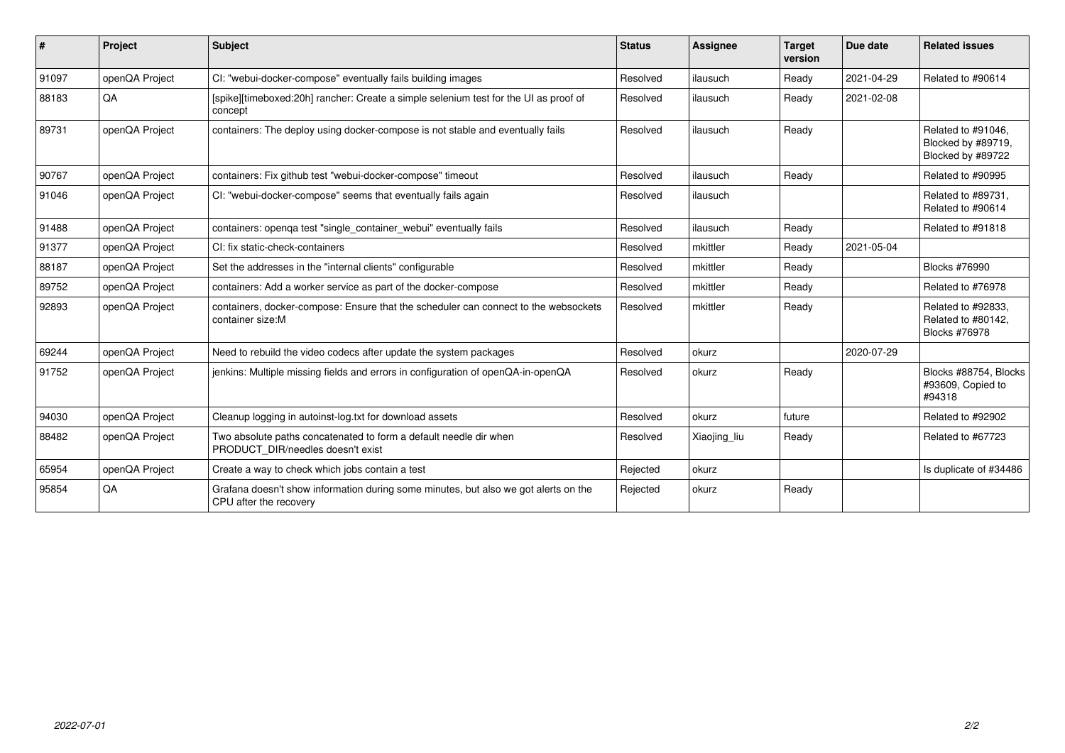| # | Project | Subject | Status | Assignee | Target version | Due date | Related issues |
|---|---|---|---|---|---|---|---|
| 91097 | openQA Project | CI: "webui-docker-compose" eventually fails building images | Resolved | ilausuch | Ready | 2021-04-29 | Related to #90614 |
| 88183 | QA | [spike][timeboxed:20h] rancher: Create a simple selenium test for the UI as proof of concept | Resolved | ilausuch | Ready | 2021-02-08 | |
| 89731 | openQA Project | containers: The deploy using docker-compose is not stable and eventually fails | Resolved | ilausuch | Ready | | Related to #91046, Blocked by #89719, Blocked by #89722 |
| 90767 | openQA Project | containers: Fix github test "webui-docker-compose" timeout | Resolved | ilausuch | Ready | | Related to #90995 |
| 91046 | openQA Project | CI: "webui-docker-compose" seems that eventually fails again | Resolved | ilausuch | | | Related to #89731, Related to #90614 |
| 91488 | openQA Project | containers: openqa test "single_container_webui" eventually fails | Resolved | ilausuch | Ready | | Related to #91818 |
| 91377 | openQA Project | CI: fix static-check-containers | Resolved | mkittler | Ready | 2021-05-04 | |
| 88187 | openQA Project | Set the addresses in the "internal clients" configurable | Resolved | mkittler | Ready | | Blocks #76990 |
| 89752 | openQA Project | containers: Add a worker service as part of the docker-compose | Resolved | mkittler | Ready | | Related to #76978 |
| 92893 | openQA Project | containers, docker-compose: Ensure that the scheduler can connect to the websockets container size:M | Resolved | mkittler | Ready | | Related to #92833, Related to #80142, Blocks #76978 |
| 69244 | openQA Project | Need to rebuild the video codecs after update the system packages | Resolved | okurz | | 2020-07-29 | |
| 91752 | openQA Project | jenkins: Multiple missing fields and errors in configuration of openQA-in-openQA | Resolved | okurz | Ready | | Blocks #88754, Blocks #93609, Copied to #94318 |
| 94030 | openQA Project | Cleanup logging in autoinst-log.txt for download assets | Resolved | okurz | future | | Related to #92902 |
| 88482 | openQA Project | Two absolute paths concatenated to form a default needle dir when PRODUCT_DIR/needles doesn't exist | Resolved | Xiaojing_liu | Ready | | Related to #67723 |
| 65954 | openQA Project | Create a way to check which jobs contain a test | Rejected | okurz | | | Is duplicate of #34486 |
| 95854 | QA | Grafana doesn't show information during some minutes, but also we got alerts on the CPU after the recovery | Rejected | okurz | Ready | | |